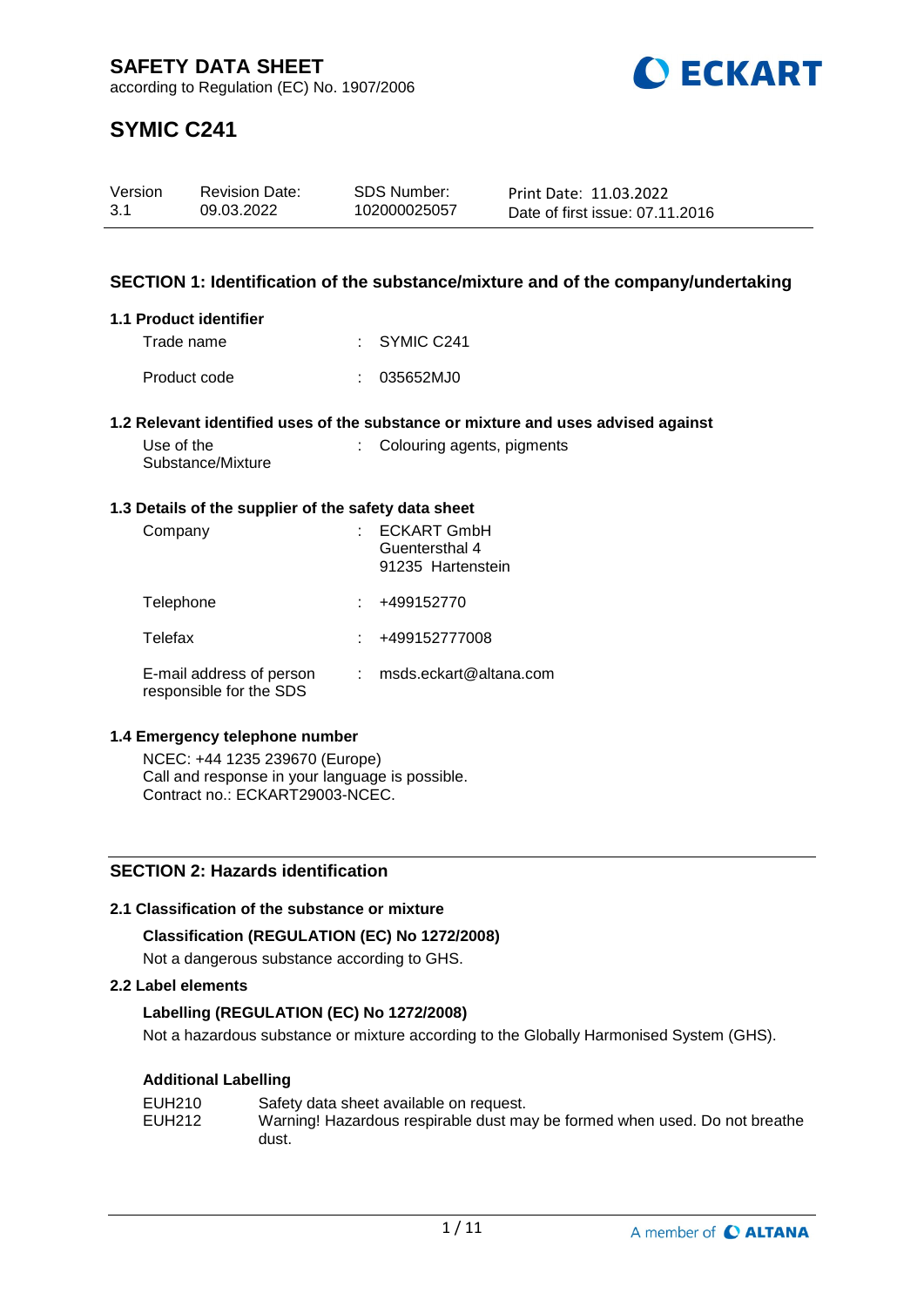# SAFETY DATA SHEET

according to Regulation (EC) No. 1907/2006

# SYMIC C241

| Version | Revision Date: | SDS Number: | Print Date: 11.03.2022 |
|---|---|---|---|
| 3.1 | 09.03.2022 | 102000025057 | Date of first issue: 07.11.2016 |

## SECTION 1: Identification of the substance/mixture and of the company/undertaking

### 1.1 Product identifier

Trade name : SYMIC C241

Product code : 035652MJ0

### 1.2 Relevant identified uses of the substance or mixture and uses advised against

Use of the Substance/Mixture : Colouring agents, pigments

### 1.3 Details of the supplier of the safety data sheet

Company : ECKART GmbH
Guentersthal 4
91235 Hartenstein

Telephone : +499152770

Telefax : +499152777008

E-mail address of person responsible for the SDS : msds.eckart@altana.com

### 1.4 Emergency telephone number

NCEC: +44 1235 239670 (Europe)
Call and response in your language is possible.
Contract no.: ECKART29003-NCEC.

## SECTION 2: Hazards identification

### 2.1 Classification of the substance or mixture

**Classification (REGULATION (EC) No 1272/2008)**

Not a dangerous substance according to GHS.

### 2.2 Label elements

**Labelling (REGULATION (EC) No 1272/2008)**

Not a hazardous substance or mixture according to the Globally Harmonised System (GHS).

**Additional Labelling**

| | |
|---|---|
| EUH210 | Safety data sheet available on request. |
| EUH212 | Warning! Hazardous respirable dust may be formed when used. Do not breathe dust. |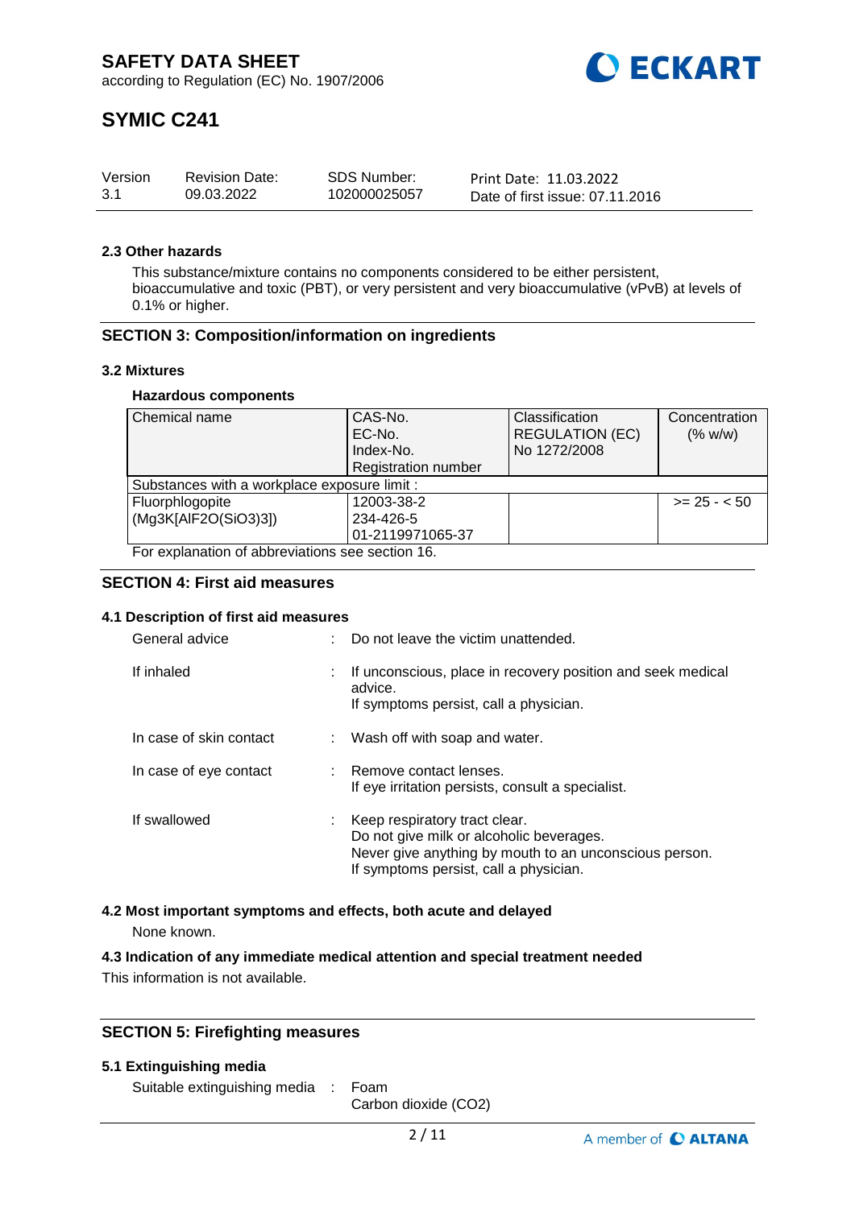## 2.3 Other hazards

This substance/mixture contains no components considered to be either persistent, bioaccumulative and toxic (PBT), or very persistent and very bioaccumulative (vPvB) at levels of 0.1% or higher.

## SECTION 3: Composition/information on ingredients

### 3.2 Mixtures

**Hazardous components**

| Chemical name | CAS-No.<br>EC-No.<br>Index-No.<br>Registration number | Classification<br>REGULATION (EC)<br>No 1272/2008 | Concentration<br>(% w/w) |
|---|---|---|---|
| Substances with a workplace exposure limit : | | | |
| Fluorphlogopite<br>(Mg3K[AlF2O(SiO3)3]) | 12003-38-2<br>234-426-5<br>01-2119971065-37 | | >= 25 - < 50 |

For explanation of abbreviations see section 16.

## SECTION 4: First aid measures

### 4.1 Description of first aid measures

General advice : Do not leave the victim unattended.

If inhaled : If unconscious, place in recovery position and seek medical advice.
If symptoms persist, call a physician.

In case of skin contact : Wash off with soap and water.

In case of eye contact : Remove contact lenses.
If eye irritation persists, consult a specialist.

If swallowed : Keep respiratory tract clear.
Do not give milk or alcoholic beverages.
Never give anything by mouth to an unconscious person.
If symptoms persist, call a physician.

### 4.2 Most important symptoms and effects, both acute and delayed

None known.

### 4.3 Indication of any immediate medical attention and special treatment needed

This information is not available.

## SECTION 5: Firefighting measures

### 5.1 Extinguishing media

Suitable extinguishing media : Foam
Carbon dioxide ($CO_2$)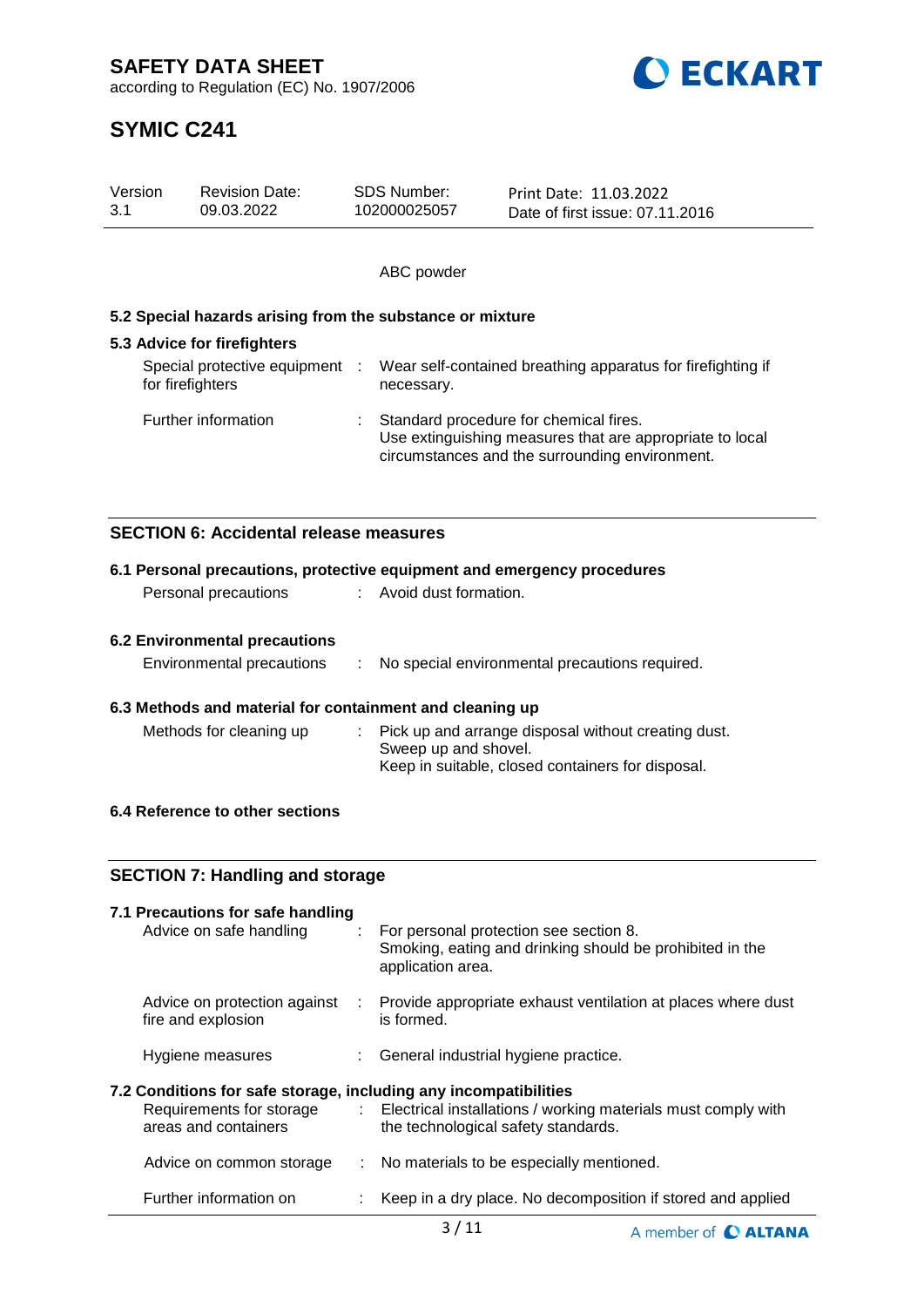ABC powder

### 5.2 Special hazards arising from the substance or mixture

### 5.3 Advice for firefighters

| | | |
|---|---|---|
| Special protective equipment for firefighters | : | Wear self-contained breathing apparatus for firefighting if necessary. |
| Further information | : | Standard procedure for chemical fires.<br>Use extinguishing measures that are appropriate to local circumstances and the surrounding environment. |

## SECTION 6: Accidental release measures

### 6.1 Personal precautions, protective equipment and emergency procedures

| | | |
|---|---|---|
| Personal precautions | : | Avoid dust formation. |

### 6.2 Environmental precautions

| | | |
|---|---|---|
| Environmental precautions | : | No special environmental precautions required. |

### 6.3 Methods and material for containment and cleaning up

| | | |
|---|---|---|
| Methods for cleaning up | : | Pick up and arrange disposal without creating dust.<br>Sweep up and shovel.<br>Keep in suitable, closed containers for disposal. |

### 6.4 Reference to other sections

## SECTION 7: Handling and storage

### 7.1 Precautions for safe handling

| | | |
|---|---|---|
| Advice on safe handling | : | For personal protection see section 8.<br>Smoking, eating and drinking should be prohibited in the application area. |
| Advice on protection against fire and explosion | : | Provide appropriate exhaust ventilation at places where dust is formed. |
| Hygiene measures | : | General industrial hygiene practice. |

### 7.2 Conditions for safe storage, including any incompatibilities

| | | |
|---|---|---|
| Requirements for storage areas and containers | : | Electrical installations / working materials must comply with the technological safety standards. |
| Advice on common storage | : | No materials to be especially mentioned. |
| Further information on | : | Keep in a dry place. No decomposition if stored and applied |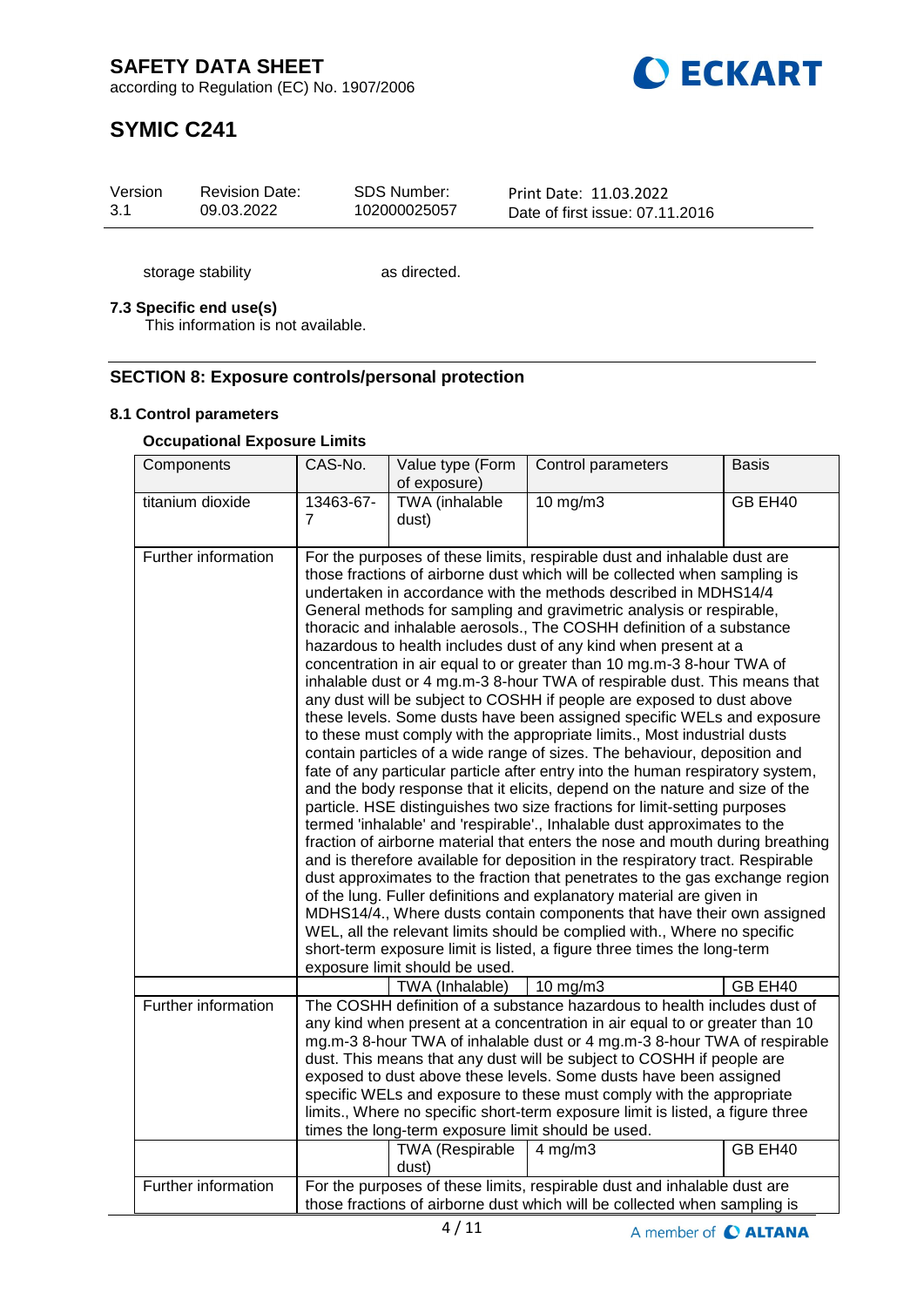| Version | Revision Date: | SDS Number: | Print Date: 11.03.2022 |
|---|---|---|---|
| 3.1 | 09.03.2022 | 102000025057 | Date of first issue: 07.11.2016 |

storage stability    as directed.

**7.3 Specific end use(s)**

This information is not available.

## SECTION 8: Exposure controls/personal protection

### 8.1 Control parameters

**Occupational Exposure Limits**

| Components | CAS-No. | Value type (Form of exposure) | Control parameters | Basis |
|---|---|---|---|---|
| titanium dioxide | 13463-67-7 | TWA (inhalable dust) | 10 mg/m3 | GB EH40 |
| Further information | For the purposes of these limits, respirable dust and inhalable dust are those fractions of airborne dust which will be collected when sampling is undertaken in accordance with the methods described in MDHS14/4 General methods for sampling and gravimetric analysis or respirable, thoracic and inhalable aerosols., The COSHH definition of a substance hazardous to health includes dust of any kind when present at a concentration in air equal to or greater than 10 mg.m-3 8-hour TWA of inhalable dust or 4 mg.m-3 8-hour TWA of respirable dust. This means that any dust will be subject to COSHH if people are exposed to dust above these levels. Some dusts have been assigned specific WELs and exposure to these must comply with the appropriate limits., Most industrial dusts contain particles of a wide range of sizes. The behaviour, deposition and fate of any particular particle after entry into the human respiratory system, and the body response that it elicits, depend on the nature and size of the particle. HSE distinguishes two size fractions for limit-setting purposes termed 'inhalable' and 'respirable'., Inhalable dust approximates to the fraction of airborne material that enters the nose and mouth during breathing and is therefore available for deposition in the respiratory tract. Respirable dust approximates to the fraction that penetrates to the gas exchange region of the lung. Fuller definitions and explanatory material are given in MDHS14/4., Where dusts contain components that have their own assigned WEL, all the relevant limits should be complied with., Where no specific short-term exposure limit is listed, a figure three times the long-term exposure limit should be used. | | | |
| | | TWA (Inhalable) | 10 mg/m3 | GB EH40 |
| Further information | The COSHH definition of a substance hazardous to health includes dust of any kind when present at a concentration in air equal to or greater than 10 mg.m-3 8-hour TWA of inhalable dust or 4 mg.m-3 8-hour TWA of respirable dust. This means that any dust will be subject to COSHH if people are exposed to dust above these levels. Some dusts have been assigned specific WELs and exposure to these must comply with the appropriate limits., Where no specific short-term exposure limit is listed, a figure three times the long-term exposure limit should be used. | | | |
| | | TWA (Respirable dust) | 4 mg/m3 | GB EH40 |
| Further information | For the purposes of these limits, respirable dust and inhalable dust are those fractions of airborne dust which will be collected when sampling is | | | |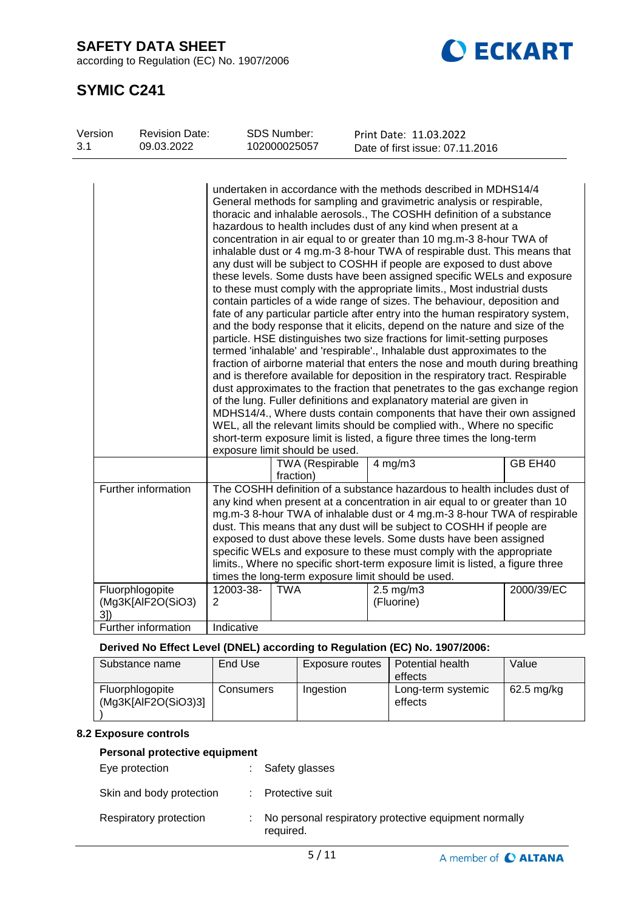| | | | | |
|---|---|---|---|---|
| | undertaken in accordance with the methods described in MDHS14/4 General methods for sampling and gravimetric analysis or respirable, thoracic and inhalable aerosols., The COSHH definition of a substance hazardous to health includes dust of any kind when present at a concentration in air equal to or greater than 10 mg.m-3 8-hour TWA of inhalable dust or 4 mg.m-3 8-hour TWA of respirable dust. This means that any dust will be subject to COSHH if people are exposed to dust above these levels. Some dusts have been assigned specific WELs and exposure to these must comply with the appropriate limits., Most industrial dusts contain particles of a wide range of sizes. The behaviour, deposition and fate of any particular particle after entry into the human respiratory system, and the body response that it elicits, depend on the nature and size of the particle. HSE distinguishes two size fractions for limit-setting purposes termed 'inhalable' and 'respirable'., Inhalable dust approximates to the fraction of airborne material that enters the nose and mouth during breathing and is therefore available for deposition in the respiratory tract. Respirable dust approximates to the fraction that penetrates to the gas exchange region of the lung. Fuller definitions and explanatory material are given in MDHS14/4., Where dusts contain components that have their own assigned WEL, all the relevant limits should be complied with., Where no specific short-term exposure limit is listed, a figure three times the long-term exposure limit should be used. | | | |
| | | TWA (Respirable fraction) | 4 mg/m3 | GB EH40 |
| Further information | The COSHH definition of a substance hazardous to health includes dust of any kind when present at a concentration in air equal to or greater than 10 mg.m-3 8-hour TWA of inhalable dust or 4 mg.m-3 8-hour TWA of respirable dust. This means that any dust will be subject to COSHH if people are exposed to dust above these levels. Some dusts have been assigned specific WELs and exposure to these must comply with the appropriate limits., Where no specific short-term exposure limit is listed, a figure three times the long-term exposure limit should be used. | | | |
| Fluorphlogopite (Mg3K[AlF2O(SiO3)3]) | 12003-38-2 | TWA | 2.5 mg/m3 (Fluorine) | 2000/39/EC |
| Further information | Indicative | | | |

**Derived No Effect Level (DNEL) according to Regulation (EC) No. 1907/2006:**

| Substance name | End Use | Exposure routes | Potential health effects | Value |
|---|---|---|---|---|
| Fluorphlogopite (Mg3K[AlF2O(SiO3)3]) | Consumers | Ingestion | Long-term systemic effects | 62.5 mg/kg |

### 8.2 Exposure controls

**Personal protective equipment**

Eye protection : Safety glasses

Skin and body protection : Protective suit

Respiratory protection : No personal respiratory protective equipment normally required.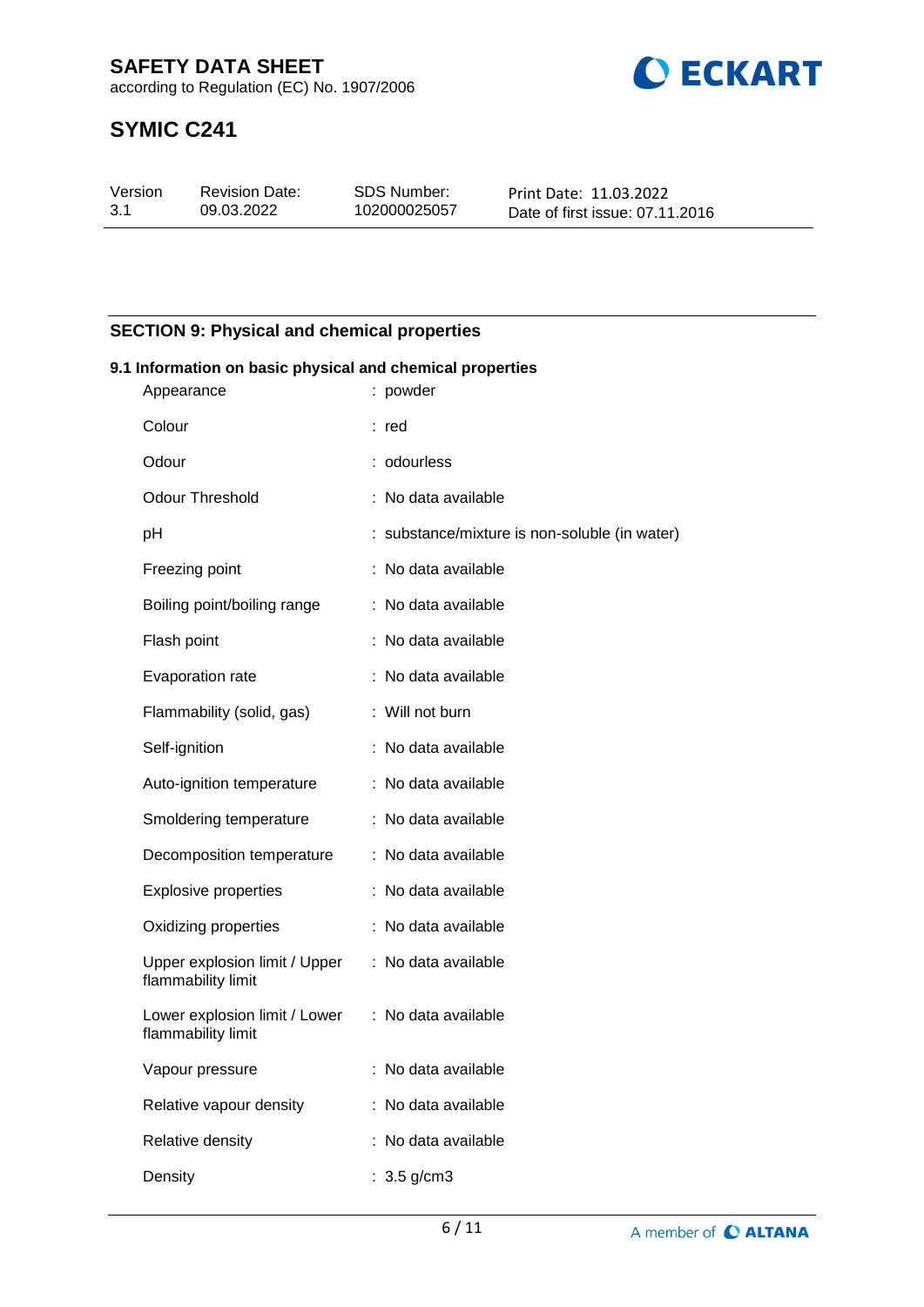## SECTION 9: Physical and chemical properties

### 9.1 Information on basic physical and chemical properties

| Property | Value |
|---|---|
| Appearance | : powder |
| Colour | : red |
| Odour | : odourless |
| Odour Threshold | : No data available |
| pH | : substance/mixture is non-soluble (in water) |
| Freezing point | : No data available |
| Boiling point/boiling range | : No data available |
| Flash point | : No data available |
| Evaporation rate | : No data available |
| Flammability (solid, gas) | : Will not burn |
| Self-ignition | : No data available |
| Auto-ignition temperature | : No data available |
| Smoldering temperature | : No data available |
| Decomposition temperature | : No data available |
| Explosive properties | : No data available |
| Oxidizing properties | : No data available |
| Upper explosion limit / Upper flammability limit | : No data available |
| Lower explosion limit / Lower flammability limit | : No data available |
| Vapour pressure | : No data available |
| Relative vapour density | : No data available |
| Relative density | : No data available |
| Density | : 3.5 g/cm3 |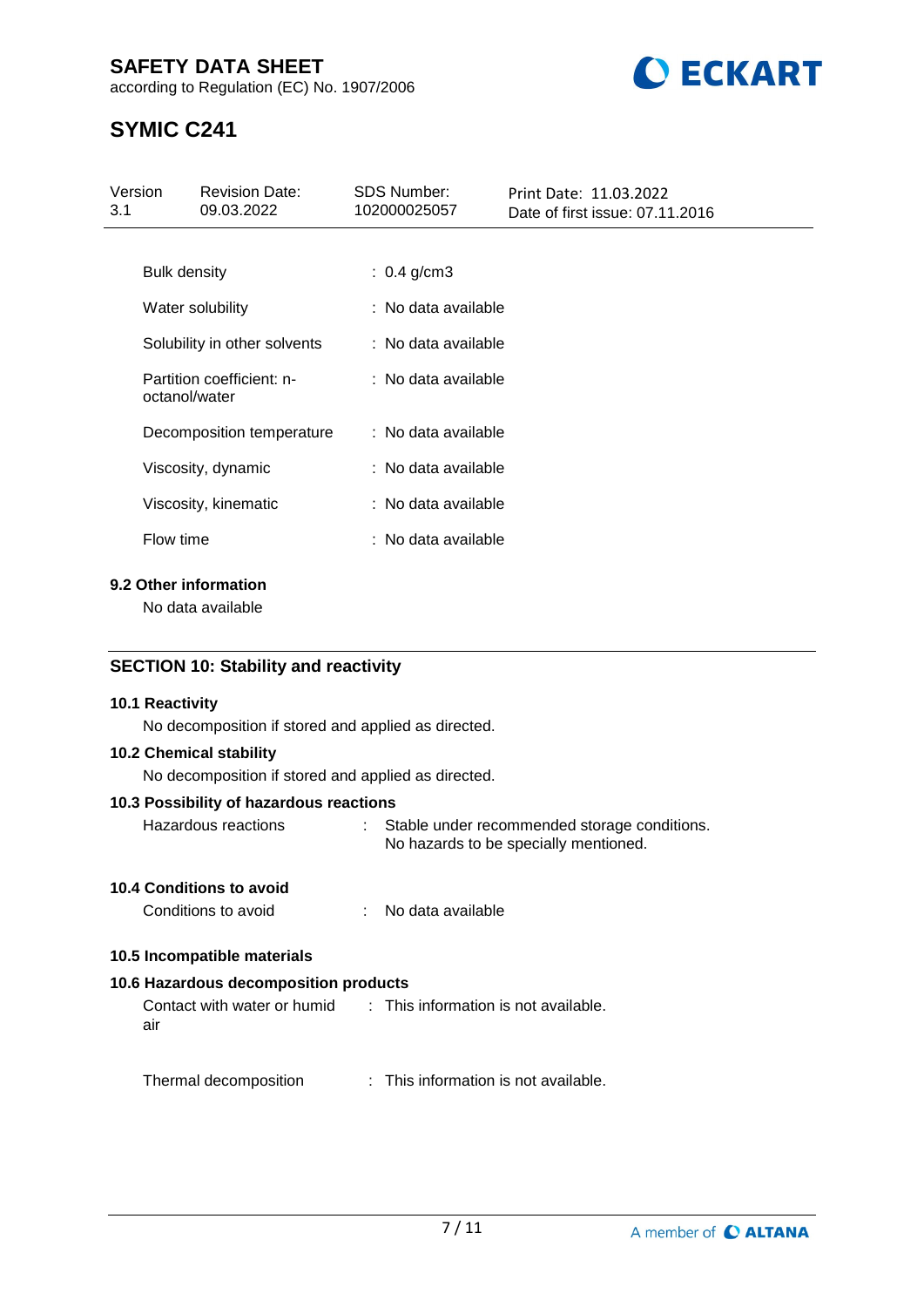| | |
|---|---|
| Bulk density | : 0.4 g/cm3 |
| Water solubility | : No data available |
| Solubility in other solvents | : No data available |
| Partition coefficient: n-octanol/water | : No data available |
| Decomposition temperature | : No data available |
| Viscosity, dynamic | : No data available |
| Viscosity, kinematic | : No data available |
| Flow time | : No data available |

**9.2 Other information**

No data available

## SECTION 10: Stability and reactivity

**10.1 Reactivity**

No decomposition if stored and applied as directed.

**10.2 Chemical stability**

No decomposition if stored and applied as directed.

**10.3 Possibility of hazardous reactions**

| | |
|---|---|
| Hazardous reactions | : Stable under recommended storage conditions. No hazards to be specially mentioned. |

**10.4 Conditions to avoid**

| | |
|---|---|
| Conditions to avoid | : No data available |

**10.5 Incompatible materials**

**10.6 Hazardous decomposition products**

| | |
|---|---|
| Contact with water or humid air | : This information is not available. |
| Thermal decomposition | : This information is not available. |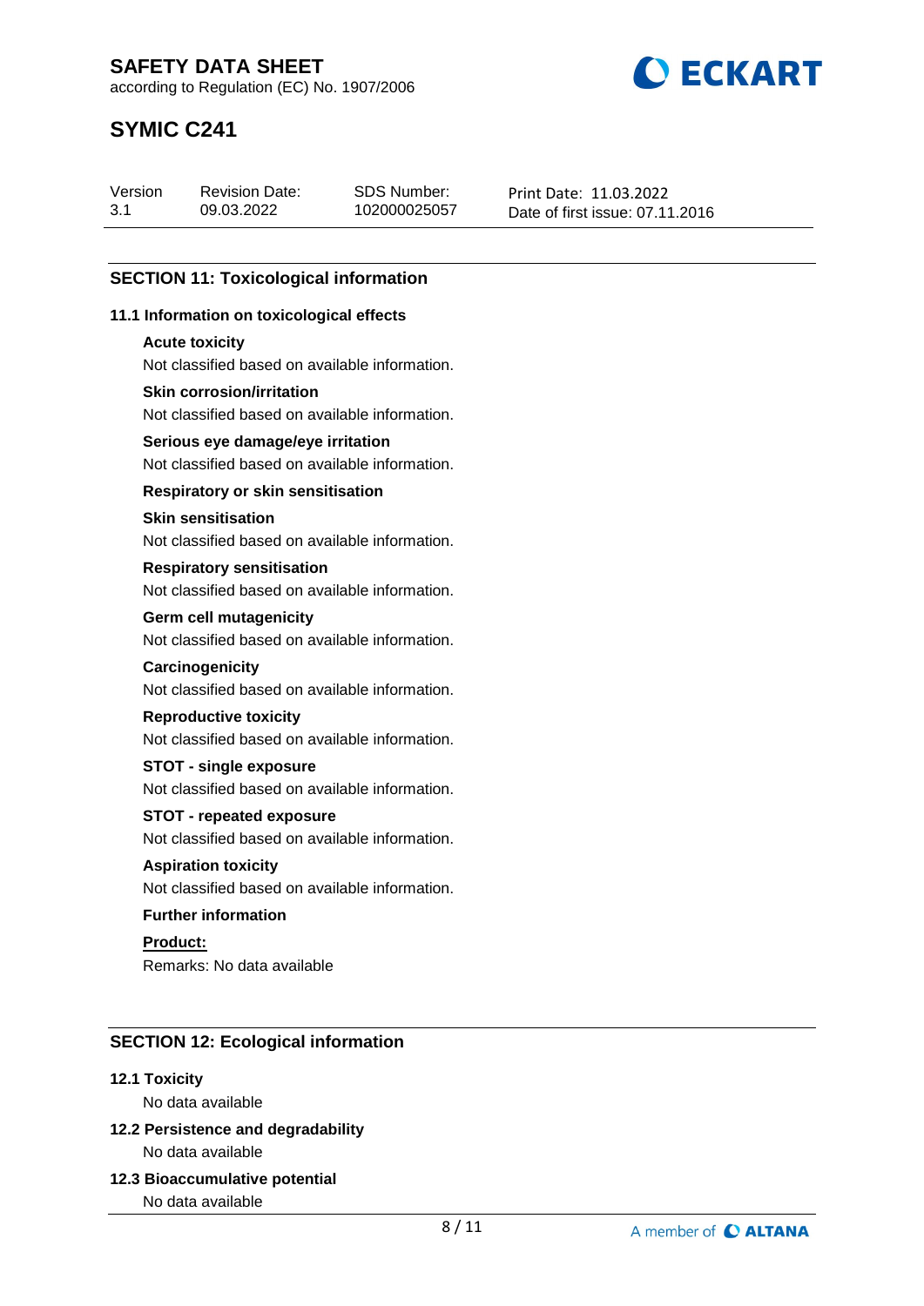## SECTION 11: Toxicological information

### 11.1 Information on toxicological effects

**Acute toxicity**

Not classified based on available information.

**Skin corrosion/irritation**

Not classified based on available information.

**Serious eye damage/eye irritation**

Not classified based on available information.

**Respiratory or skin sensitisation**

**Skin sensitisation**

Not classified based on available information.

**Respiratory sensitisation**

Not classified based on available information.

**Germ cell mutagenicity**

Not classified based on available information.

**Carcinogenicity**

Not classified based on available information.

**Reproductive toxicity**

Not classified based on available information.

**STOT - single exposure**

Not classified based on available information.

**STOT - repeated exposure**

Not classified based on available information.

**Aspiration toxicity**

Not classified based on available information.

**Further information**

**Product:**

Remarks: No data available

## SECTION 12: Ecological information

### 12.1 Toxicity

No data available

### 12.2 Persistence and degradability

No data available

### 12.3 Bioaccumulative potential

No data available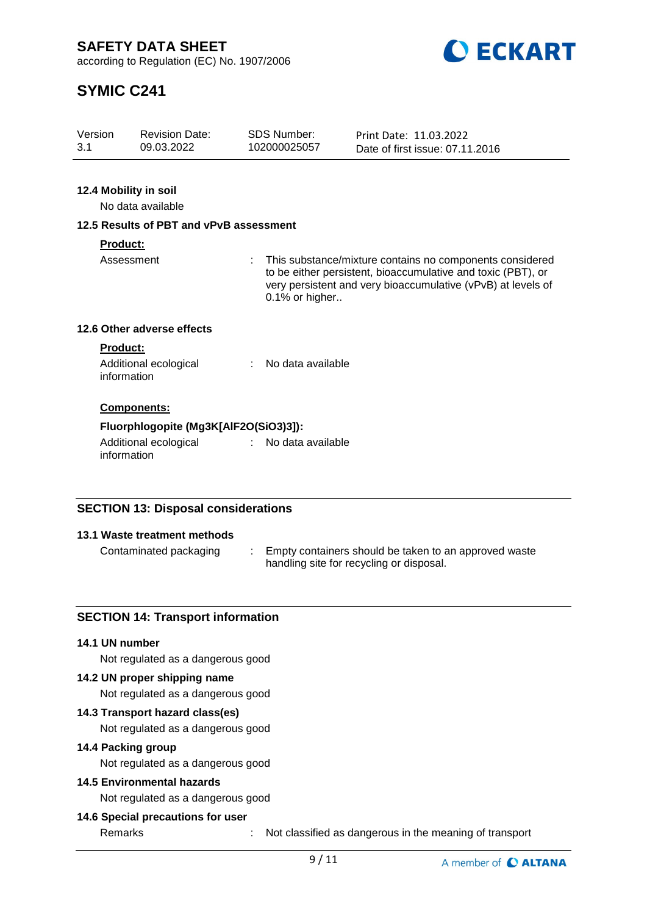#### 12.4 Mobility in soil

No data available

#### 12.5 Results of PBT and vPvB assessment

**Product:**

Assessment : This substance/mixture contains no components considered to be either persistent, bioaccumulative and toxic (PBT), or very persistent and very bioaccumulative (vPvB) at levels of 0.1% or higher..

#### 12.6 Other adverse effects

**Product:**

Additional ecological information : No data available

**Components:**

**Fluorphlogopite (Mg3K[AlF2O(SiO3)3]):**

Additional ecological information : No data available

## SECTION 13: Disposal considerations

#### 13.1 Waste treatment methods

Contaminated packaging : Empty containers should be taken to an approved waste handling site for recycling or disposal.

## SECTION 14: Transport information

#### 14.1 UN number

Not regulated as a dangerous good

#### 14.2 UN proper shipping name

Not regulated as a dangerous good

#### 14.3 Transport hazard class(es)

Not regulated as a dangerous good

#### 14.4 Packing group

Not regulated as a dangerous good

#### 14.5 Environmental hazards

Not regulated as a dangerous good

#### 14.6 Special precautions for user

Remarks : Not classified as dangerous in the meaning of transport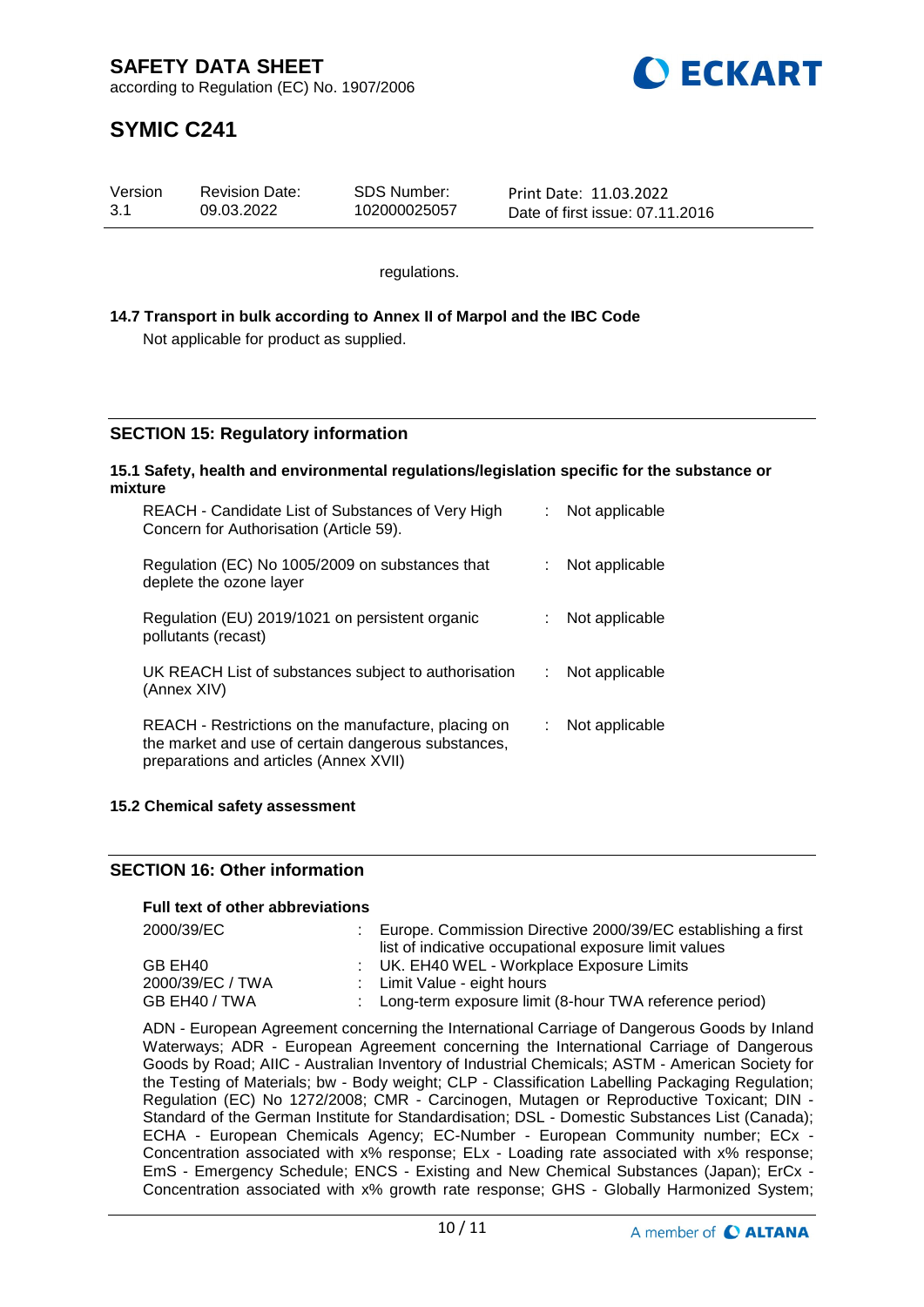regulations.

**14.7 Transport in bulk according to Annex II of Marpol and the IBC Code**

Not applicable for product as supplied.

## SECTION 15: Regulatory information

**15.1 Safety, health and environmental regulations/legislation specific for the substance or mixture**

| | | |
|---|---|---|
| REACH - Candidate List of Substances of Very High Concern for Authorisation (Article 59). | : | Not applicable |
| Regulation (EC) No 1005/2009 on substances that deplete the ozone layer | : | Not applicable |
| Regulation (EU) 2019/1021 on persistent organic pollutants (recast) | : | Not applicable |
| UK REACH List of substances subject to authorisation (Annex XIV) | : | Not applicable |
| REACH - Restrictions on the manufacture, placing on the market and use of certain dangerous substances, preparations and articles (Annex XVII) | : | Not applicable |

**15.2 Chemical safety assessment**

## SECTION 16: Other information

**Full text of other abbreviations**

| | | |
|---|---|---|
| 2000/39/EC | : | Europe. Commission Directive 2000/39/EC establishing a first list of indicative occupational exposure limit values |
| GB EH40 | : | UK. EH40 WEL - Workplace Exposure Limits |
| 2000/39/EC / TWA | : | Limit Value - eight hours |
| GB EH40 / TWA | : | Long-term exposure limit (8-hour TWA reference period) |

ADN - European Agreement concerning the International Carriage of Dangerous Goods by Inland Waterways; ADR - European Agreement concerning the International Carriage of Dangerous Goods by Road; AIIC - Australian Inventory of Industrial Chemicals; ASTM - American Society for the Testing of Materials; bw - Body weight; CLP - Classification Labelling Packaging Regulation; Regulation (EC) No 1272/2008; CMR - Carcinogen, Mutagen or Reproductive Toxicant; DIN - Standard of the German Institute for Standardisation; DSL - Domestic Substances List (Canada); ECHA - European Chemicals Agency; EC-Number - European Community number; ECx - Concentration associated with x% response; ELx - Loading rate associated with x% response; EmS - Emergency Schedule; ENCS - Existing and New Chemical Substances (Japan); ErCx - Concentration associated with x% growth rate response; GHS - Globally Harmonized System;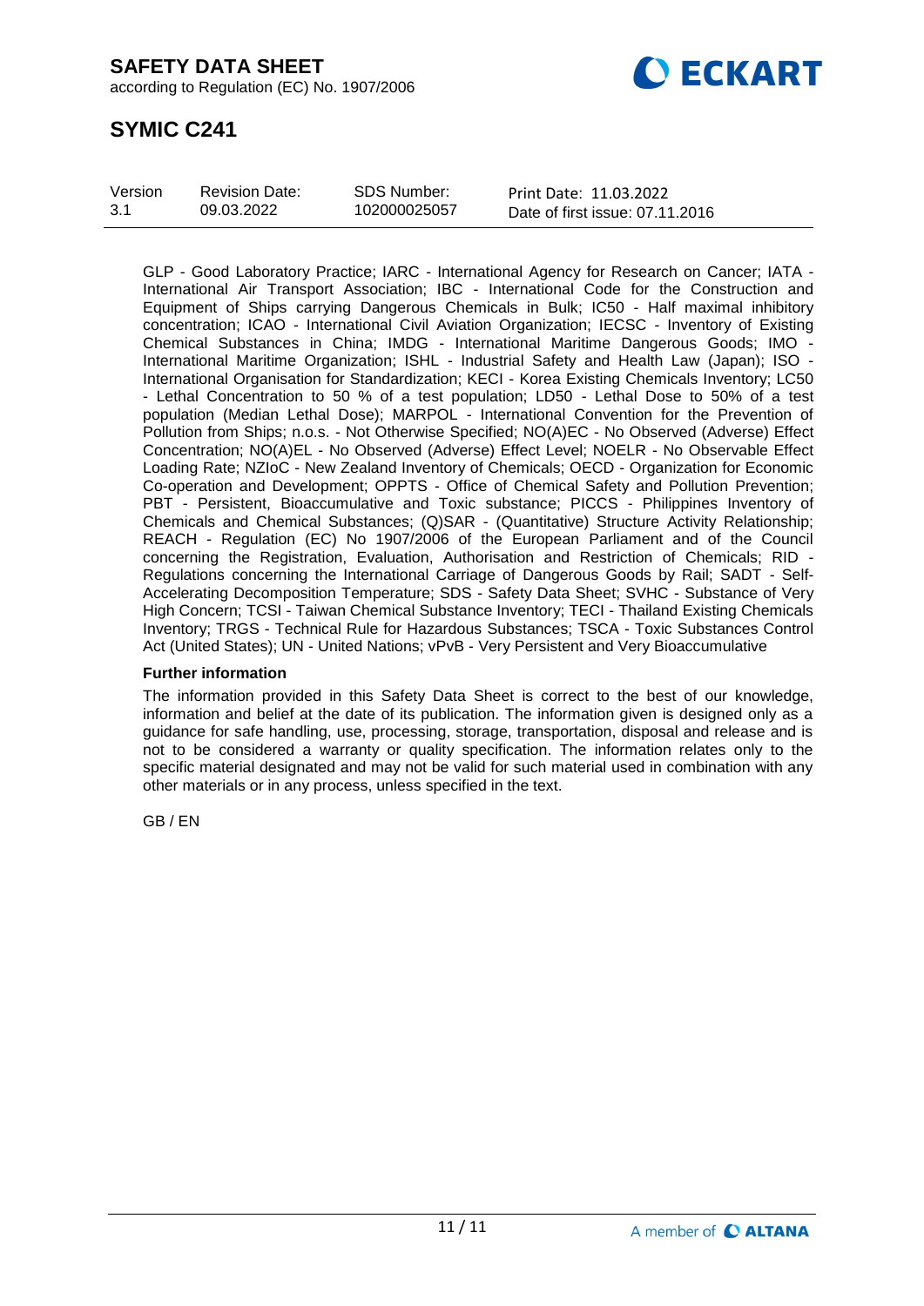GLP - Good Laboratory Practice; IARC - International Agency for Research on Cancer; IATA - International Air Transport Association; IBC - International Code for the Construction and Equipment of Ships carrying Dangerous Chemicals in Bulk; IC50 - Half maximal inhibitory concentration; ICAO - International Civil Aviation Organization; IECSC - Inventory of Existing Chemical Substances in China; IMDG - International Maritime Dangerous Goods; IMO - International Maritime Organization; ISHL - Industrial Safety and Health Law (Japan); ISO - International Organisation for Standardization; KECI - Korea Existing Chemicals Inventory; LC50 - Lethal Concentration to 50 % of a test population; LD50 - Lethal Dose to 50% of a test population (Median Lethal Dose); MARPOL - International Convention for the Prevention of Pollution from Ships; n.o.s. - Not Otherwise Specified; NO(A)EC - No Observed (Adverse) Effect Concentration; NO(A)EL - No Observed (Adverse) Effect Level; NOELR - No Observable Effect Loading Rate; NZIoC - New Zealand Inventory of Chemicals; OECD - Organization for Economic Co-operation and Development; OPPTS - Office of Chemical Safety and Pollution Prevention; PBT - Persistent, Bioaccumulative and Toxic substance; PICCS - Philippines Inventory of Chemicals and Chemical Substances; (Q)SAR - (Quantitative) Structure Activity Relationship; REACH - Regulation (EC) No 1907/2006 of the European Parliament and of the Council concerning the Registration, Evaluation, Authorisation and Restriction of Chemicals; RID - Regulations concerning the International Carriage of Dangerous Goods by Rail; SADT - Self-Accelerating Decomposition Temperature; SDS - Safety Data Sheet; SVHC - Substance of Very High Concern; TCSI - Taiwan Chemical Substance Inventory; TECI - Thailand Existing Chemicals Inventory; TRGS - Technical Rule for Hazardous Substances; TSCA - Toxic Substances Control Act (United States); UN - United Nations; vPvB - Very Persistent and Very Bioaccumulative

**Further information**

The information provided in this Safety Data Sheet is correct to the best of our knowledge, information and belief at the date of its publication. The information given is designed only as a guidance for safe handling, use, processing, storage, transportation, disposal and release and is not to be considered a warranty or quality specification. The information relates only to the specific material designated and may not be valid for such material used in combination with any other materials or in any process, unless specified in the text.

GB / EN